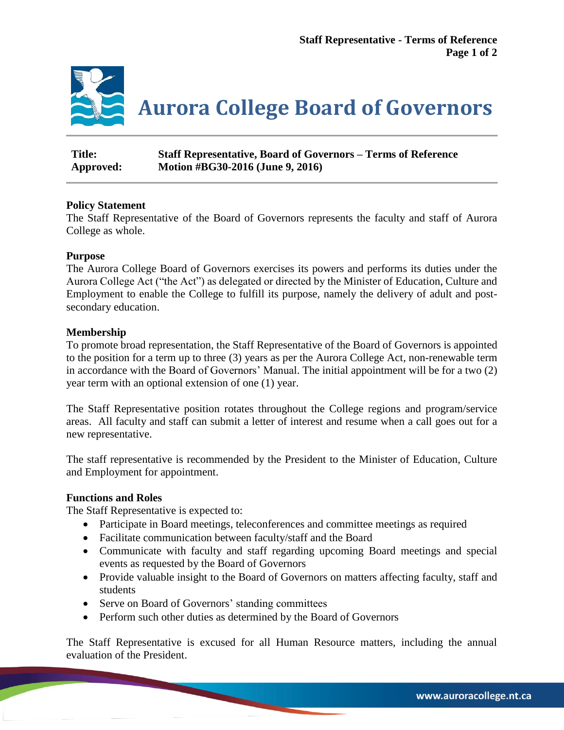# Aurora College Board of Governors

| **Title:** | **Staff Representative, Board of Governors – Terms of Reference** |
| --- | --- |
| **Approved:** | **Motion #BG30-2016 (June 9, 2016)** |

**Policy Statement**

The Staff Representative of the Board of Governors represents the faculty and staff of Aurora College as whole.

**Purpose**

The Aurora College Board of Governors exercises its powers and performs its duties under the Aurora College Act ("the Act") as delegated or directed by the Minister of Education, Culture and Employment to enable the College to fulfill its purpose, namely the delivery of adult and post-secondary education.

**Membership**

To promote broad representation, the Staff Representative of the Board of Governors is appointed to the position for a term up to three (3) years as per the Aurora College Act, non-renewable term in accordance with the Board of Governors' Manual. The initial appointment will be for a two (2) year term with an optional extension of one (1) year.

The Staff Representative position rotates throughout the College regions and program/service areas. All faculty and staff can submit a letter of interest and resume when a call goes out for a new representative.

The staff representative is recommended by the President to the Minister of Education, Culture and Employment for appointment.

**Functions and Roles**

The Staff Representative is expected to:

- Participate in Board meetings, teleconferences and committee meetings as required
- Facilitate communication between faculty/staff and the Board
- Communicate with faculty and staff regarding upcoming Board meetings and special events as requested by the Board of Governors
- Provide valuable insight to the Board of Governors on matters affecting faculty, staff and students
- Serve on Board of Governors' standing committees
- Perform such other duties as determined by the Board of Governors

The Staff Representative is excused for all Human Resource matters, including the annual evaluation of the President.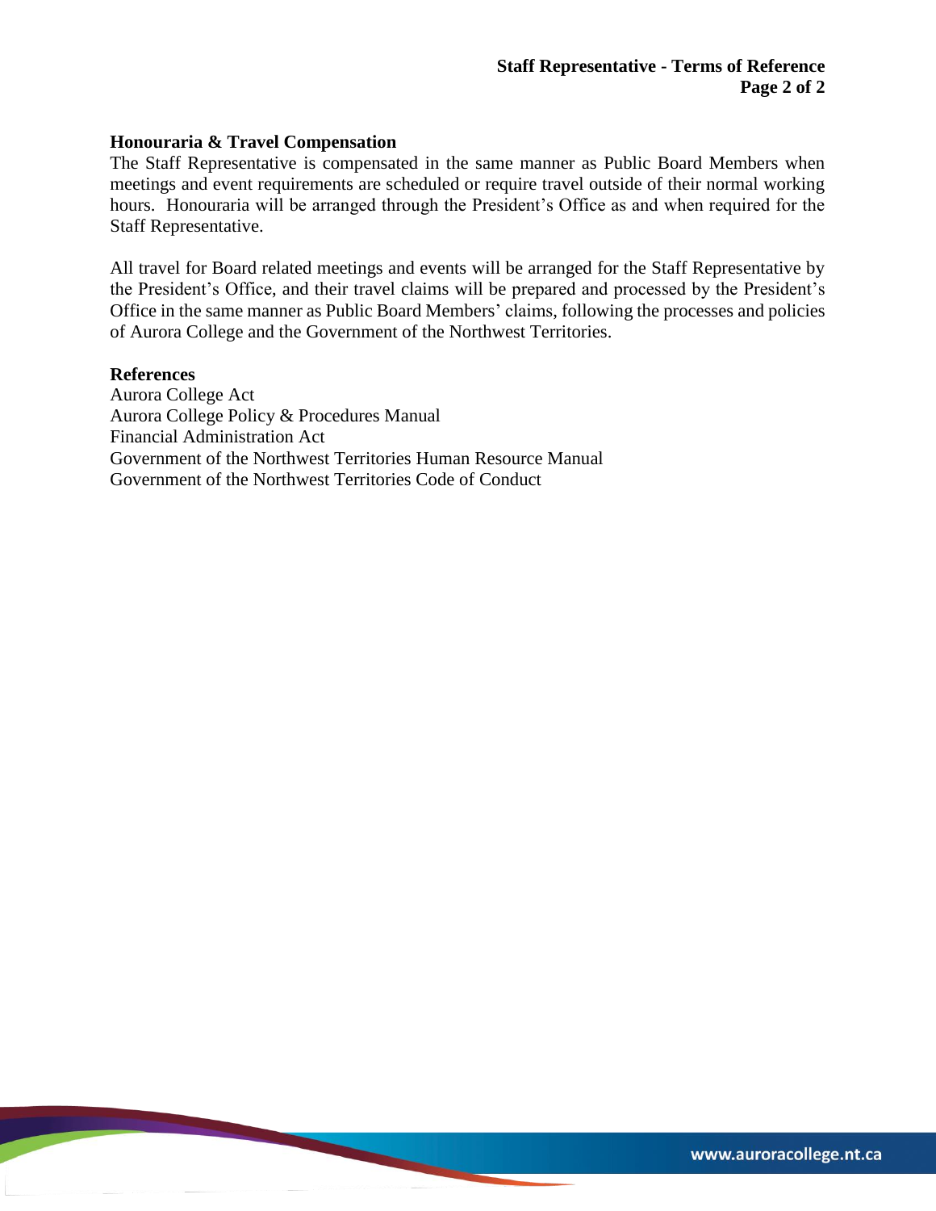## Honouraria & Travel Compensation

The Staff Representative is compensated in the same manner as Public Board Members when meetings and event requirements are scheduled or require travel outside of their normal working hours. Honouraria will be arranged through the President's Office as and when required for the Staff Representative.

All travel for Board related meetings and events will be arranged for the Staff Representative by the President's Office, and their travel claims will be prepared and processed by the President's Office in the same manner as Public Board Members' claims, following the processes and policies of Aurora College and the Government of the Northwest Territories.

## References

Aurora College Act
Aurora College Policy & Procedures Manual
Financial Administration Act
Government of the Northwest Territories Human Resource Manual
Government of the Northwest Territories Code of Conduct